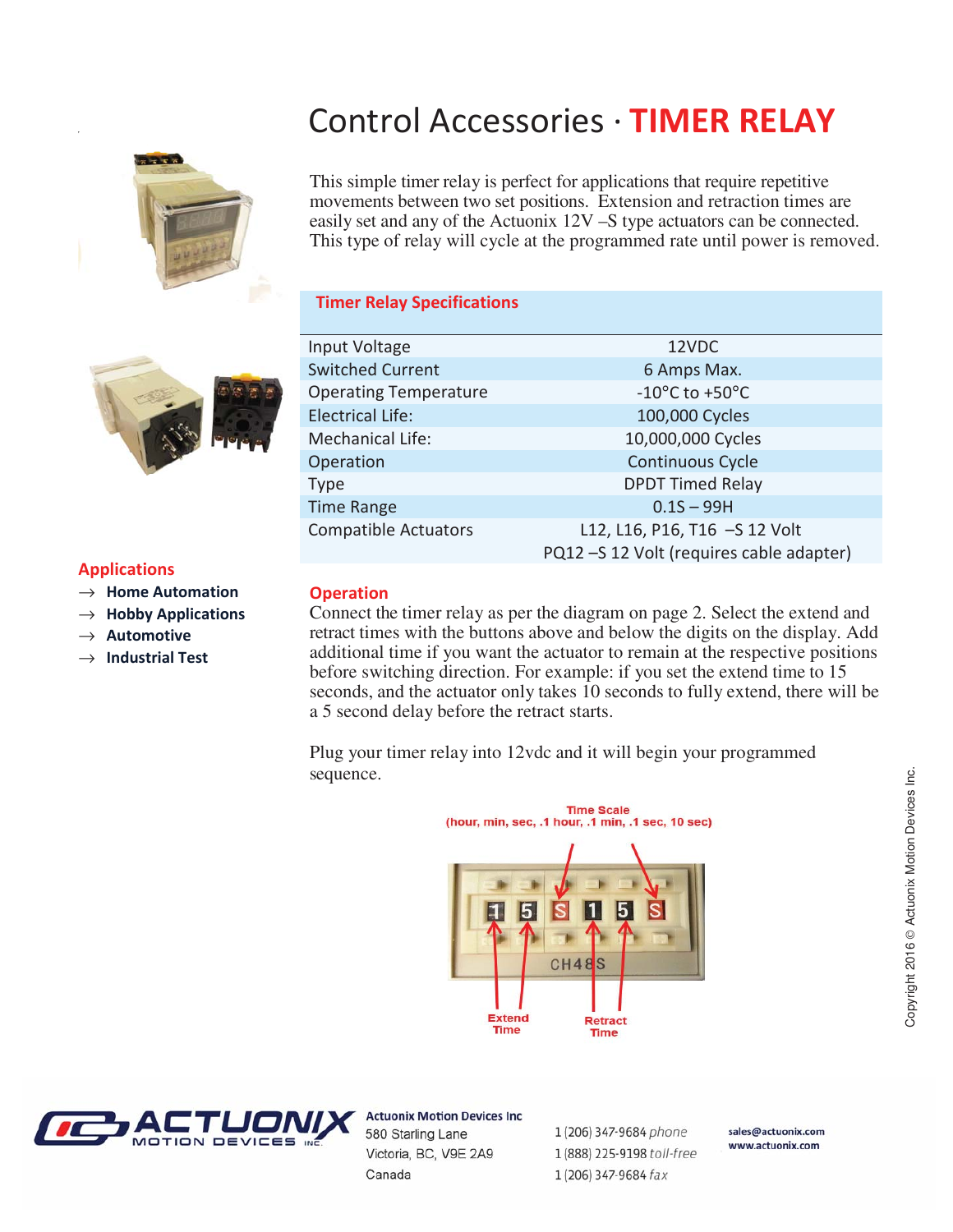# Control Accessories · TIMER RELAY

This simple timer relay is perfect for applications that require repetitive movements between two set positions. Extension and retraction times are easily set and any of the Actuonix 12V –S type actuators can be connected. This type of relay will cycle at the programmed rate until power is removed.

## Timer Relay Specifications

| | |
|---|---|
| Input Voltage | 12VDC |
| Switched Current | 6 Amps Max. |
| Operating Temperature | -10°C to +50°C |
| Electrical Life: | 100,000 Cycles |
| Mechanical Life: | 10,000,000 Cycles |
| Operation | Continuous Cycle |
| Type | DPDT Timed Relay |
| Time Range | 0.1S – 99H |
| Compatible Actuators | L12, L16, P16, T16 –S 12 Volt<br>PQ12 –S 12 Volt (requires cable adapter) |

## Applications

- → **Home Automation**
- → **Hobby Applications**
- → **Automotive**
- → **Industrial Test**

## Operation

Connect the timer relay as per the diagram on page 2. Select the extend and retract times with the buttons above and below the digits on the display. Add additional time if you want the actuator to remain at the respective positions before switching direction. For example: if you set the extend time to 15 seconds, and the actuator only takes 10 seconds to fully extend, there will be a 5 second delay before the retract starts.

Plug your timer relay into 12vdc and it will begin your programmed sequence.

Time Scale
(hour, min, sec, .1 hour, .1 min, .1 sec, 10 sec)

1 5 S 1 5 S

CH48S

Extend Time

Retract Time

Copyright 2016 © Actuonix Motion Devices Inc.

**Actuonix Motion Devices Inc**
580 Starling Lane
Victoria, BC, V9E 2A9
Canada

1 (206) 347-9684 *phone*
1 (888) 225-9198 *toll-free*
1 (206) 347-9684 *fax*

sales@actuonix.com
www.actuonix.com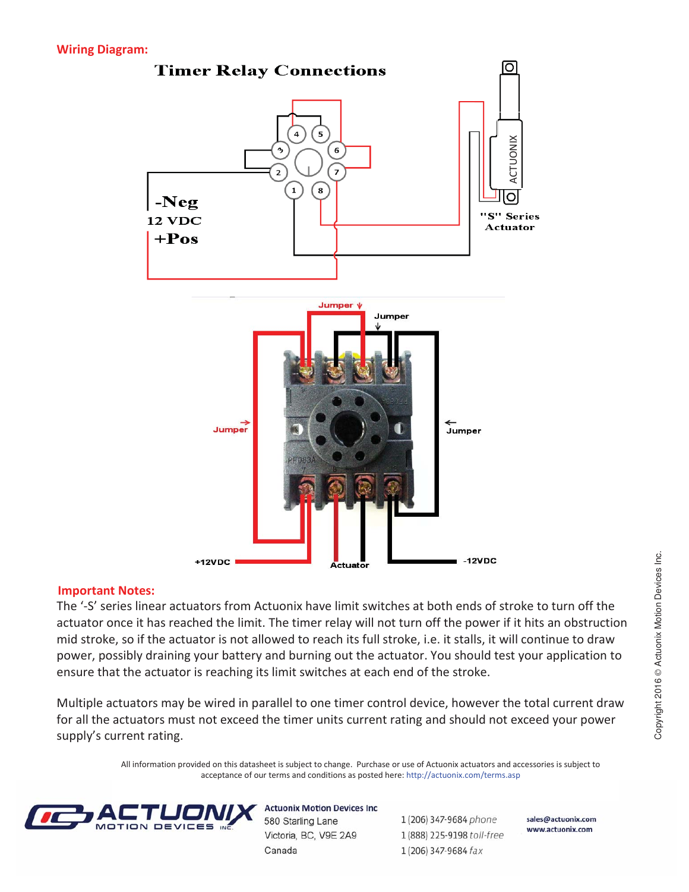## Wiring Diagram:

Timer Relay Connections

-Neg

12 VDC

+Pos

4 5 3 6 2 7 1 8

ACTUONIX

"S" Series Actuator

Jumper

Jumper

Jumper

Jumper

+12VDC

Actuator

-12VDC

## Important Notes:

The '-S' series linear actuators from Actuonix have limit switches at both ends of stroke to turn off the actuator once it has reached the limit. The timer relay will not turn off the power if it hits an obstruction mid stroke, so if the actuator is not allowed to reach its full stroke, i.e. it stalls, it will continue to draw power, possibly draining your battery and burning out the actuator. You should test your application to ensure that the actuator is reaching its limit switches at each end of the stroke.

Multiple actuators may be wired in parallel to one timer control device, however the total current draw for all the actuators must not exceed the timer units current rating and should not exceed your power supply's current rating.

All information provided on this datasheet is subject to change. Purchase or use of Actuonix actuators and accessories is subject to acceptance of our terms and conditions as posted here: http://actuonix.com/terms.asp

Copyright 2016 © Actuonix Motion Devices Inc.

ACTUONIX MOTION DEVICES INC.

**Actuonix Motion Devices Inc**
580 Starling Lane
Victoria, BC, V9E 2A9
Canada

1 (206) 347-9684 *phone*
1 (888) 225-9198 *toll-free*
1 (206) 347-9684 *fax*

sales@actuonix.com
www.actuonix.com